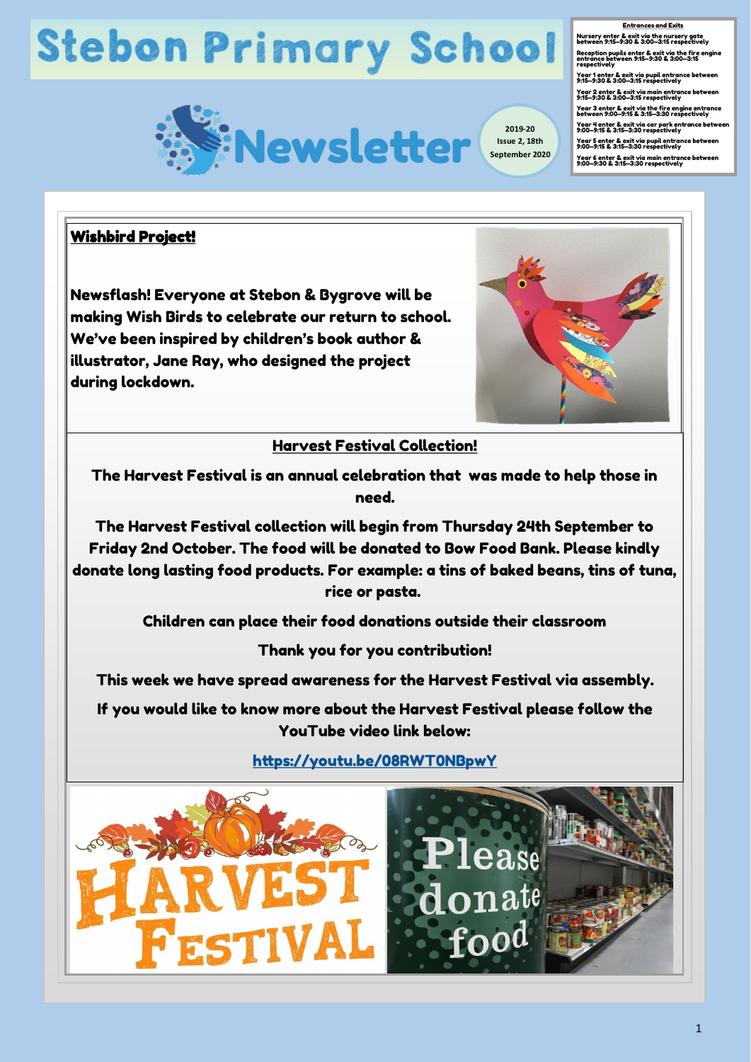# Stebon Primary School

# Newsletter

2019-20
Issue 2, 18th September 2020

**Entrances and Exits**

Nursery enter & exit via the nursery gate between 9:15—9:30 & 3:00—3:15 respectively

Reception pupils enter & exit via the fire engine entrance between 9:15—9:30 & 3:00—3:15 respectively

Year 1 enter & exit via pupil entrance between 9:15—9:30 & 3:00—3:15 respectively

Year 2 enter & exit via main entrance between 9:15—9:30 & 3:00—3:15 respectively

Year 3 enter & exit via the fire engine entrance between 9:00—9:15 & 3:15—3:30 respectively

Year 4 enter & exit via car park entrance between 9:00—9:15 & 3:15—3:30 respectively

Year 5 enter & exit via pupil entrance between 9:00—9:15 & 3:15—3:30 respectively

Year 6 enter & exit via main entrance between 9:00—9:30 & 3:15—3:30 respectively

## Wishbird Project!

**Newsflash! Everyone at Stebon & Bygrove will be making Wish Birds to celebrate our return to school. We've been inspired by children's book author & illustrator, Jane Ray, who designed the project during lockdown.**

## Harvest Festival Collection!

**The Harvest Festival is an annual celebration that was made to help those in need.**

**The Harvest Festival collection will begin from Thursday 24th September to Friday 2nd October. The food will be donated to Bow Food Bank. Please kindly donate long lasting food products. For example: a tins of baked beans, tins of tuna, rice or pasta.**

**Children can place their food donations outside their classroom**

**Thank you for you contribution!**

**This week we have spread awareness for the Harvest Festival via assembly.**

**If you would like to know more about the Harvest Festival please follow the YouTube video link below:**

https://youtu.be/08RWT0NBpwY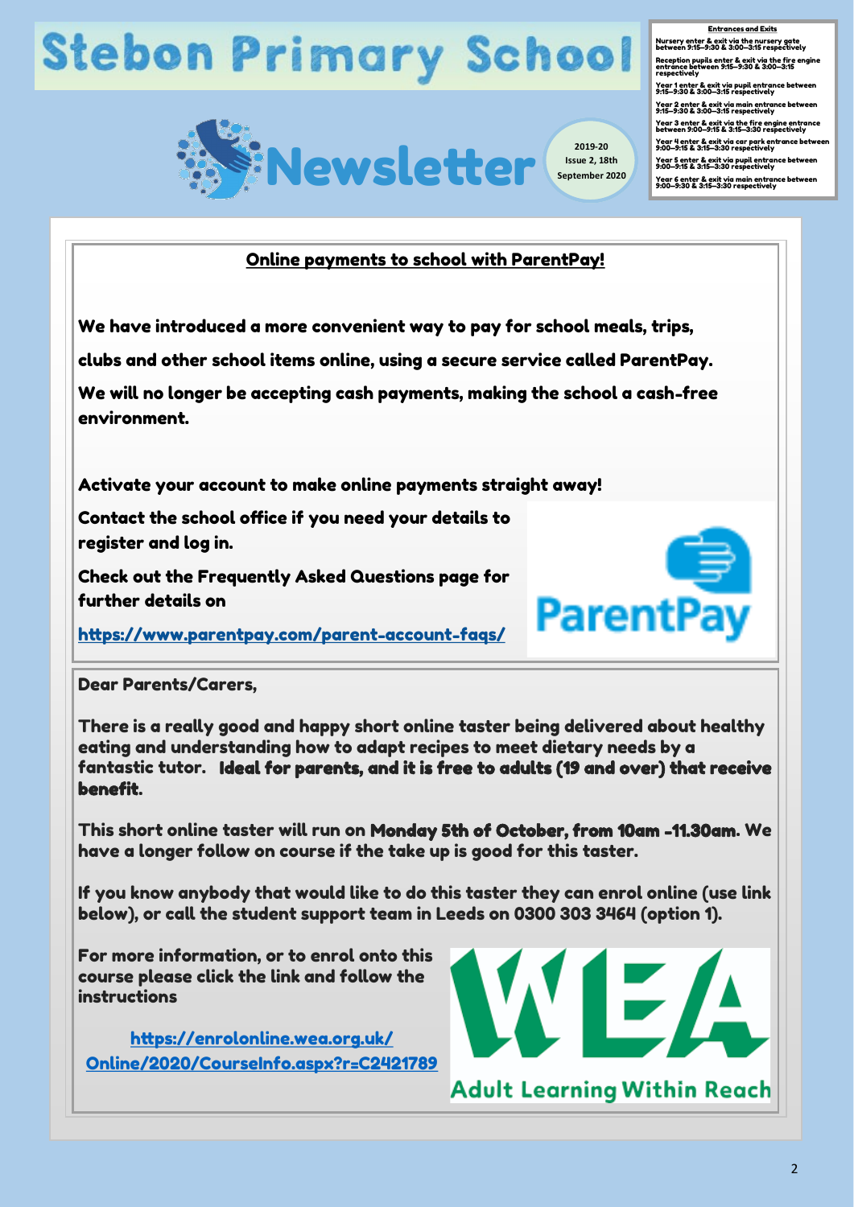# Stebon Primary School

# Newsletter

2019-20
Issue 2, 18th
September 2020

**Entrances and Exits**

Nursery enter & exit via the nursery gate between 9:15–9:30 & 3:00–3:15 respectively

Reception pupils enter & exit via the fire engine entrance between 9:15–9:30 & 3:00–3:15 respectively

Year 1 enter & exit via pupil entrance between 9:15–9:30 & 3:00–3:15 respectively

Year 2 enter & exit via main entrance between 9:15–9:30 & 3:00–3:15 respectively

Year 3 enter & exit via the fire engine entrance between 9:00–9:15 & 3:15–3:30 respectively

Year 4 enter & exit via car park entrance between 9:00–9:15 & 3:15–3:30 respectively

Year 5 enter & exit via pupil entrance between 9:00–9:15 & 3:15–3:30 respectively

Year 6 enter & exit via main entrance between 9:00–9:30 & 3:15–3:30 respectively

## Online payments to school with ParentPay!

**We have introduced a more convenient way to pay for school meals, trips, clubs and other school items online, using a secure service called ParentPay.**

**We will no longer be accepting cash payments, making the school a cash-free environment.**

**Activate your account to make online payments straight away!**

**Contact the school office if you need your details to register and log in.**

**Check out the Frequently Asked Questions page for further details on**

https://www.parentpay.com/parent-account-faqs/

ParentPay

---

**Dear Parents/Carers,**

**There is a really good and happy short online taster being delivered about healthy eating and understanding how to adapt recipes to meet dietary needs by a fantastic tutor. Ideal for parents, and it is free to adults (19 and over) that receive benefit.**

**This short online taster will run on Monday 5th of October, from 10am -11.30am. We have a longer follow on course if the take up is good for this taster.**

**If you know anybody that would like to do this taster they can enrol online (use link below), or call the student support team in Leeds on 0300 303 3464 (option 1).**

**For more information, or to enrol onto this course please click the link and follow the instructions**

https://enrolonline.wea.org.uk/Online/2020/CourseInfo.aspx?r=C2421789

WEA
Adult Learning Within Reach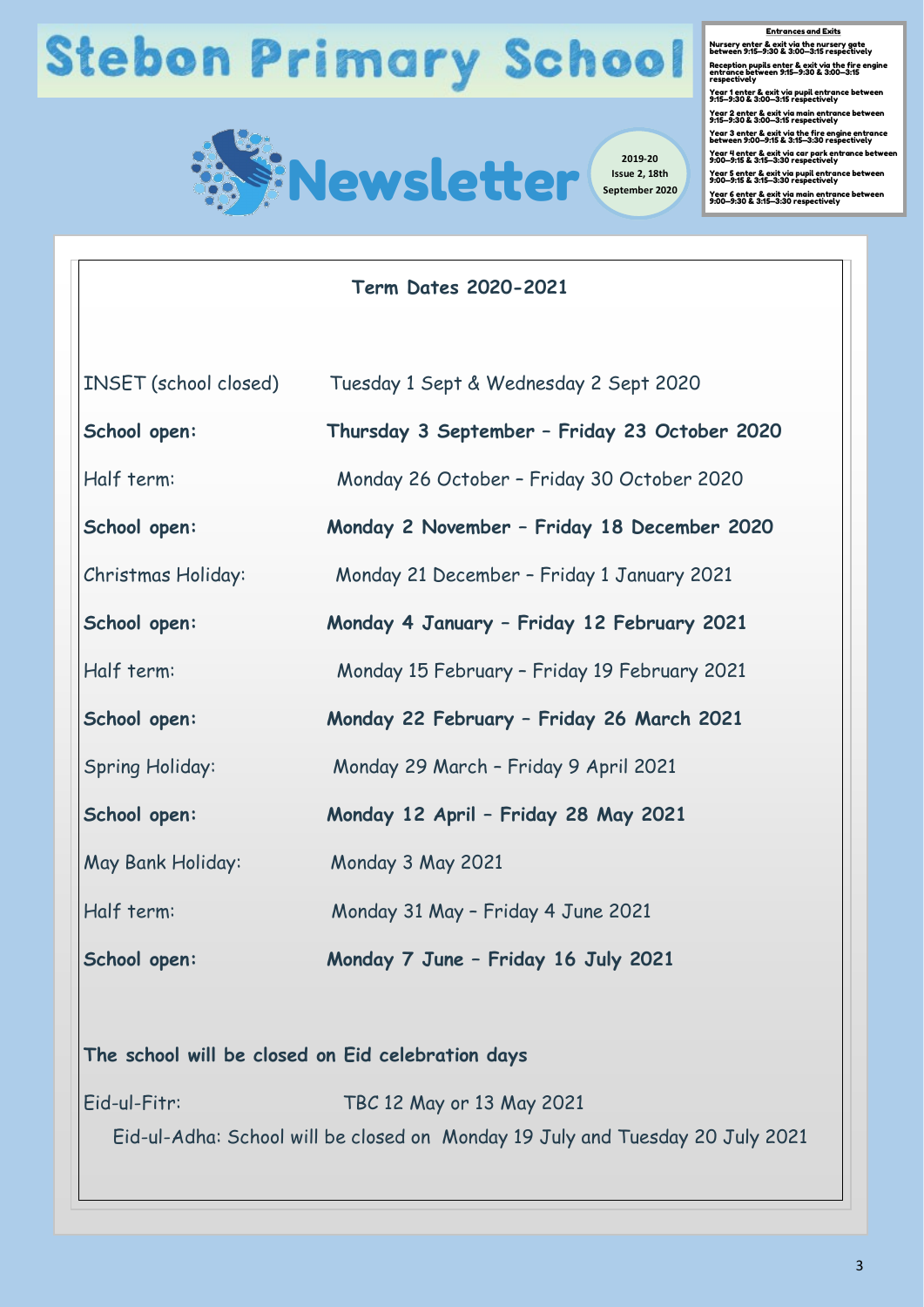# Stebon Primary School

# Newsletter

2019-20
Issue 2, 18th
September 2020

**Entrances and Exits**

Nursery enter & exit via the nursery gate between 9:15–9:30 & 3:00–3:15 respectively

Reception pupils enter & exit via the fire engine entrance between 9:15–9:30 & 3:00–3:15 respectively

Year 1 enter & exit via pupil entrance between 9:15–9:30 & 3:00–3:15 respectively

Year 2 enter & exit via main entrance between 9:15–9:30 & 3:00–3:15 respectively

Year 3 enter & exit via the fire engine entrance between 9:00–9:15 & 3:15–3:30 respectively

Year 4 enter & exit via car park entrance between 9:00–9:15 & 3:15–3:30 respectively

Year 5 enter & exit via pupil entrance between 9:00–9:15 & 3:15–3:30 respectively

Year 6 enter & exit via main entrance between 9:00–9:30 & 3:15–3:30 respectively

## Term Dates 2020-2021

| | |
|---|---|
| INSET (school closed) | Tuesday 1 Sept & Wednesday 2 Sept 2020 |
| **School open:** | **Thursday 3 September – Friday 23 October 2020** |
| Half term: | Monday 26 October – Friday 30 October 2020 |
| **School open:** | **Monday 2 November – Friday 18 December 2020** |
| Christmas Holiday: | Monday 21 December – Friday 1 January 2021 |
| **School open:** | **Monday 4 January – Friday 12 February 2021** |
| Half term: | Monday 15 February – Friday 19 February 2021 |
| **School open:** | **Monday 22 February – Friday 26 March 2021** |
| Spring Holiday: | Monday 29 March – Friday 9 April 2021 |
| **School open:** | **Monday 12 April – Friday 28 May 2021** |
| May Bank Holiday: | Monday 3 May 2021 |
| Half term: | Monday 31 May – Friday 4 June 2021 |
| **School open:** | **Monday 7 June – Friday 16 July 2021** |

**The school will be closed on Eid celebration days**

Eid-ul-Fitr: TBC 12 May or 13 May 2021

Eid-ul-Adha: School will be closed on Monday 19 July and Tuesday 20 July 2021